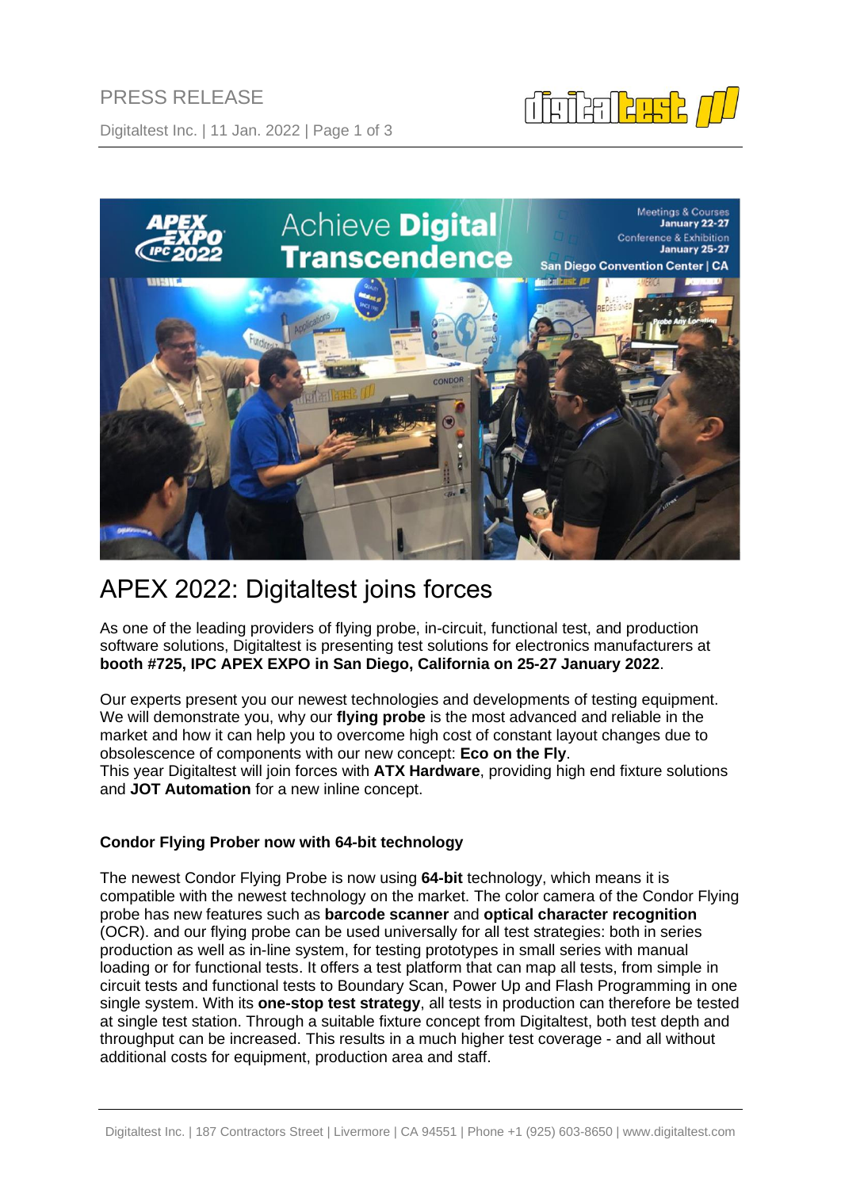PRESS RELEASE

Digitaltest Inc. | 11 Jan. 2022

# APEX 2022: Digitaltest joins forces

As one of the leading providers of flying probe, in-circuit, functional test, and production software solutions, Digitaltest is presenting test solutions for electronics manufacturers at **booth #725, IPC APEX EXPO in San Diego, California on 25-27 January 2022**.

Our experts present you our newest technologies and developments of testing equipment. We will demonstrate you, why our **flying probe** is the most advanced and reliable in the market and how it can help you to overcome high cost of constant layout changes due to obsolescence of components with our new concept: **Eco on the Fly**.
This year Digitaltest will join forces with **ATX Hardware**, providing high end fixture solutions and **JOT Automation** for a new inline concept.

### Condor Flying Prober now with 64-bit technology

The newest Condor Flying Probe is now using **64-bit** technology, which means it is compatible with the newest technology on the market. The color camera of the Condor Flying probe has new features such as **barcode scanner** and **optical character recognition** (OCR). and our flying probe can be used universally for all test strategies: both in series production as well as in-line system, for testing prototypes in small series with manual loading or for functional tests. It offers a test platform that can map all tests, from simple in circuit tests and functional tests to Boundary Scan, Power Up and Flash Programming in one single system. With its **one-stop test strategy**, all tests in production can therefore be tested at single test station. Through a suitable fixture concept from Digitaltest, both test depth and throughput can be increased. This results in a much higher test coverage - and all without additional costs for equipment, production area and staff.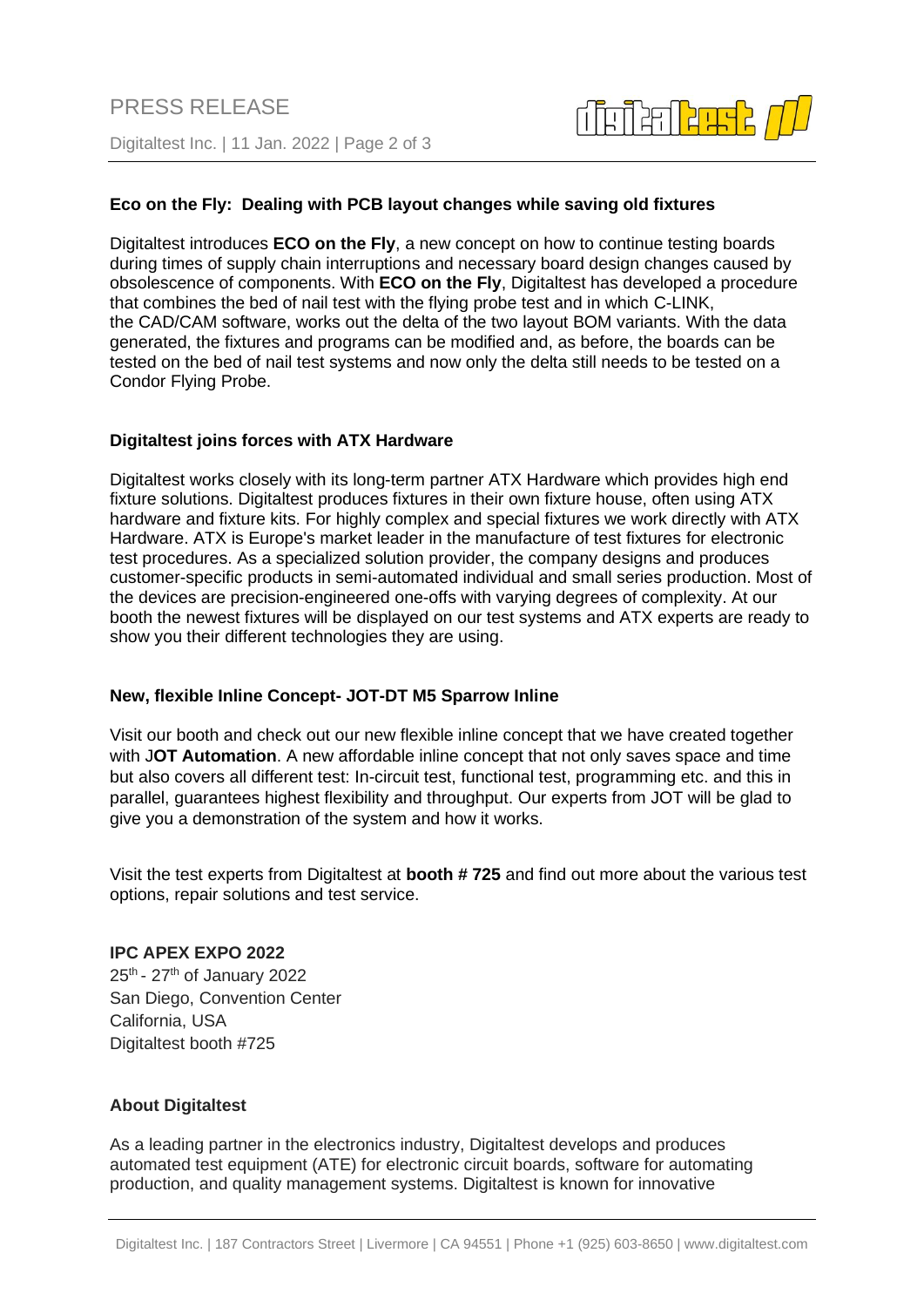**Eco on the Fly: Dealing with PCB layout changes while saving old fixtures**

Digitaltest introduces **ECO on the Fly**, a new concept on how to continue testing boards during times of supply chain interruptions and necessary board design changes caused by obsolescence of components. With **ECO on the Fly**, Digitaltest has developed a procedure that combines the bed of nail test with the flying probe test and in which C-LINK, the CAD/CAM software, works out the delta of the two layout BOM variants. With the data generated, the fixtures and programs can be modified and, as before, the boards can be tested on the bed of nail test systems and now only the delta still needs to be tested on a Condor Flying Probe.

**Digitaltest joins forces with ATX Hardware**

Digitaltest works closely with its long-term partner ATX Hardware which provides high end fixture solutions. Digitaltest produces fixtures in their own fixture house, often using ATX hardware and fixture kits. For highly complex and special fixtures we work directly with ATX Hardware. ATX is Europe's market leader in the manufacture of test fixtures for electronic test procedures. As a specialized solution provider, the company designs and produces customer-specific products in semi-automated individual and small series production. Most of the devices are precision-engineered one-offs with varying degrees of complexity. At our booth the newest fixtures will be displayed on our test systems and ATX experts are ready to show you their different technologies they are using.

**New, flexible Inline Concept- JOT-DT M5 Sparrow Inline**

Visit our booth and check out our new flexible inline concept that we have created together with J**OT Automation**. A new affordable inline concept that not only saves space and time but also covers all different test: In-circuit test, functional test, programming etc. and this in parallel, guarantees highest flexibility and throughput. Our experts from JOT will be glad to give you a demonstration of the system and how it works.

Visit the test experts from Digitaltest at **booth # 725** and find out more about the various test options, repair solutions and test service.

**IPC APEX EXPO 2022**
25th - 27th of January 2022
San Diego, Convention Center
California, USA
Digitaltest booth #725

**About Digitaltest**

As a leading partner in the electronics industry, Digitaltest develops and produces automated test equipment (ATE) for electronic circuit boards, software for automating production, and quality management systems. Digitaltest is known for innovative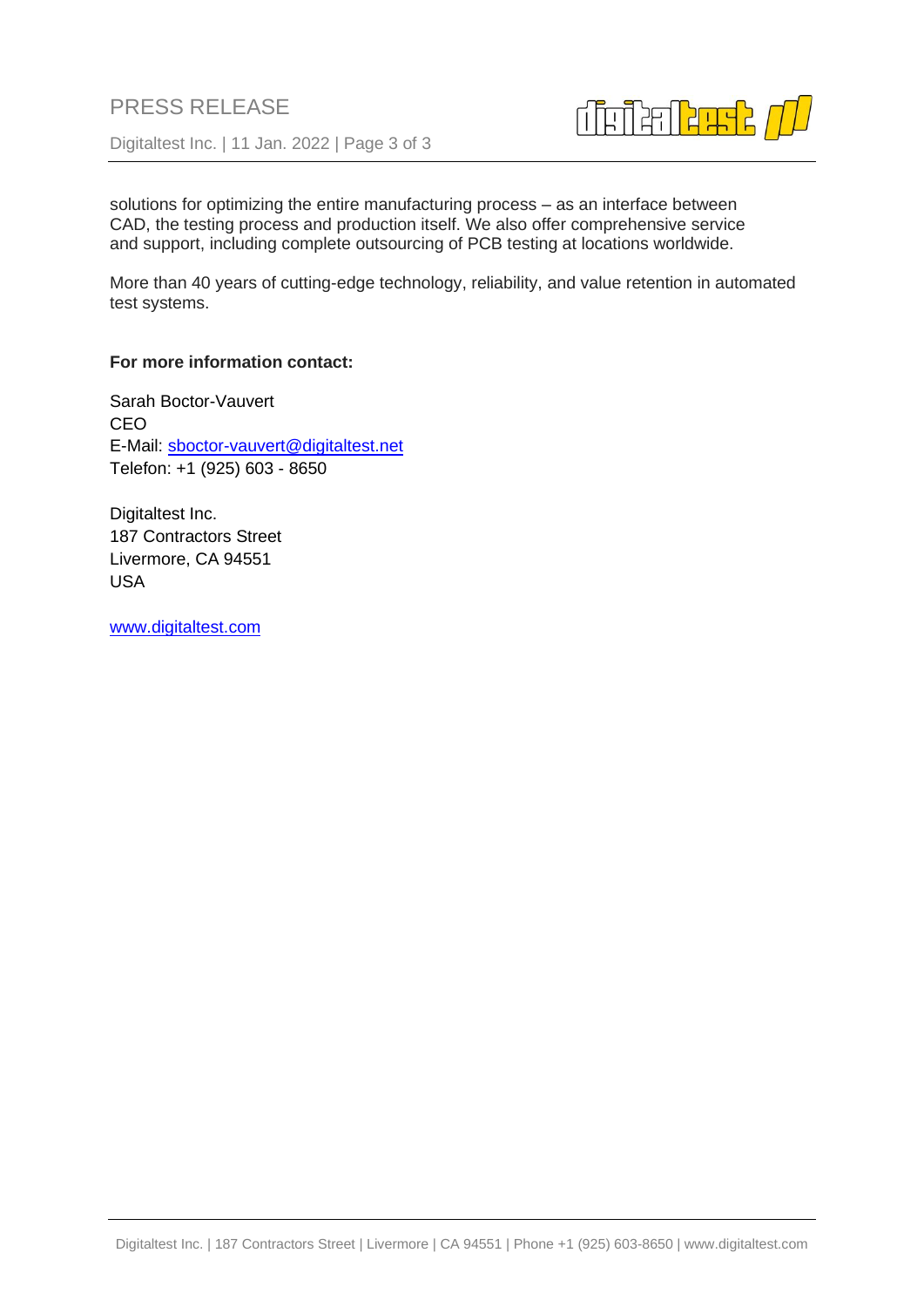solutions for optimizing the entire manufacturing process – as an interface between CAD, the testing process and production itself. We also offer comprehensive service and support, including complete outsourcing of PCB testing at locations worldwide.

More than 40 years of cutting-edge technology, reliability, and value retention in automated test systems.

**For more information contact:**

Sarah Boctor-Vauvert  
CEO  
E-Mail: sboctor-vauvert@digitaltest.net  
Telefon: +1 (925) 603 - 8650

Digitaltest Inc.  
187 Contractors Street  
Livermore, CA 94551  
USA

www.digitaltest.com